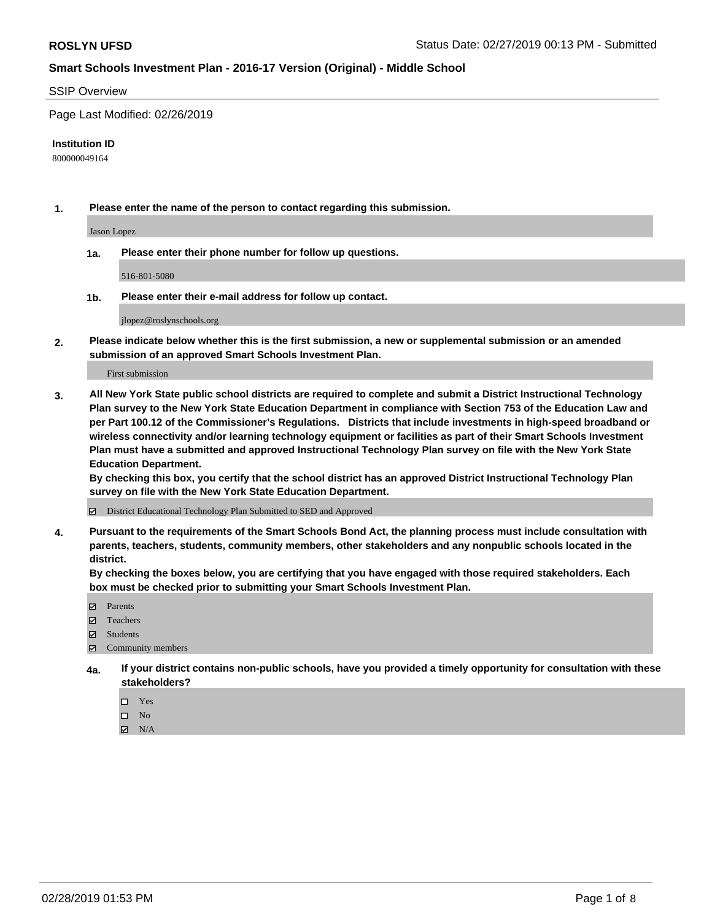**ROSLYN UFSD** Status Date: 02/27/2019 00:13 PM - Submitted

## Smart Schools Investment Plan - 2016-17 Version (Original) - Middle School

SSIP Overview

Page Last Modified: 02/26/2019

**Institution ID**

800000049164

1. **Please enter the name of the person to contact regarding this submission.**

   Jason Lopez

   1a. **Please enter their phone number for follow up questions.**

   516-801-5080

   1b. **Please enter their e-mail address for follow up contact.**

   jlopez@roslynschools.org

2. **Please indicate below whether this is the first submission, a new or supplemental submission or an amended submission of an approved Smart Schools Investment Plan.**

   First submission

3. **All New York State public school districts are required to complete and submit a District Instructional Technology Plan survey to the New York State Education Department in compliance with Section 753 of the Education Law and per Part 100.12 of the Commissioner's Regulations. Districts that include investments in high-speed broadband or wireless connectivity and/or learning technology equipment or facilities as part of their Smart Schools Investment Plan must have a submitted and approved Instructional Technology Plan survey on file with the New York State Education Department.**
   **By checking this box, you certify that the school district has an approved District Instructional Technology Plan survey on file with the New York State Education Department.**

   ☑ District Educational Technology Plan Submitted to SED and Approved

4. **Pursuant to the requirements of the Smart Schools Bond Act, the planning process must include consultation with parents, teachers, students, community members, other stakeholders and any nonpublic schools located in the district.**
   **By checking the boxes below, you are certifying that you have engaged with those required stakeholders. Each box must be checked prior to submitting your Smart Schools Investment Plan.**

   ☑ Parents
   ☑ Teachers
   ☑ Students
   ☑ Community members

   4a. **If your district contains non-public schools, have you provided a timely opportunity for consultation with these stakeholders?**

   ☐ Yes
   ☐ No
   ☑ N/A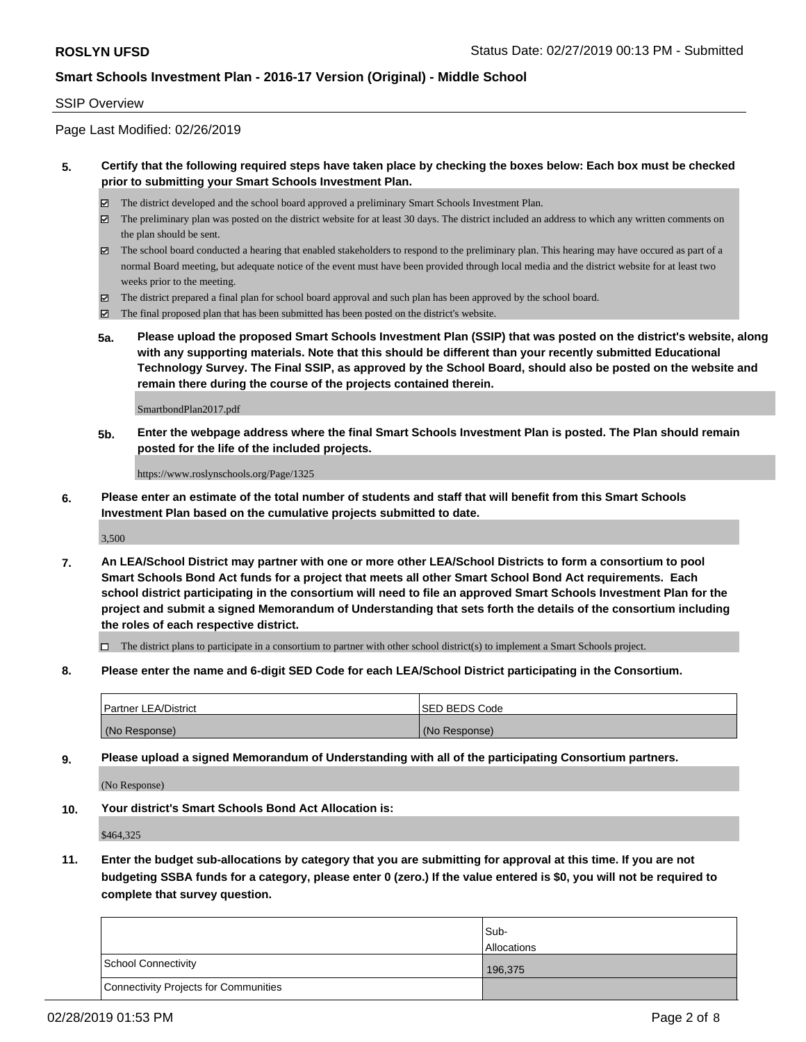## SSIP Overview

Page Last Modified: 02/26/2019

**5. Certify that the following required steps have taken place by checking the boxes below: Each box must be checked prior to submitting your Smart Schools Investment Plan.**

- ☑ The district developed and the school board approved a preliminary Smart Schools Investment Plan.
- ☑ The preliminary plan was posted on the district website for at least 30 days. The district included an address to which any written comments on the plan should be sent.
- ☑ The school board conducted a hearing that enabled stakeholders to respond to the preliminary plan. This hearing may have occured as part of a normal Board meeting, but adequate notice of the event must have been provided through local media and the district website for at least two weeks prior to the meeting.
- ☑ The district prepared a final plan for school board approval and such plan has been approved by the school board.
- ☑ The final proposed plan that has been submitted has been posted on the district's website.

**5a. Please upload the proposed Smart Schools Investment Plan (SSIP) that was posted on the district's website, along with any supporting materials. Note that this should be different than your recently submitted Educational Technology Survey. The Final SSIP, as approved by the School Board, should also be posted on the website and remain there during the course of the projects contained therein.**

SmartbondPlan2017.pdf

**5b. Enter the webpage address where the final Smart Schools Investment Plan is posted. The Plan should remain posted for the life of the included projects.**

https://www.roslynschools.org/Page/1325

**6. Please enter an estimate of the total number of students and staff that will benefit from this Smart Schools Investment Plan based on the cumulative projects submitted to date.**

3,500

**7. An LEA/School District may partner with one or more other LEA/School Districts to form a consortium to pool Smart Schools Bond Act funds for a project that meets all other Smart School Bond Act requirements. Each school district participating in the consortium will need to file an approved Smart Schools Investment Plan for the project and submit a signed Memorandum of Understanding that sets forth the details of the consortium including the roles of each respective district.**

- ☐ The district plans to participate in a consortium to partner with other school district(s) to implement a Smart Schools project.

**8. Please enter the name and 6-digit SED Code for each LEA/School District participating in the Consortium.**

| Partner LEA/District | SED BEDS Code |
|---|---|
| (No Response) | (No Response) |

**9. Please upload a signed Memorandum of Understanding with all of the participating Consortium partners.**

(No Response)

**10. Your district's Smart Schools Bond Act Allocation is:**

$464,325

**11. Enter the budget sub-allocations by category that you are submitting for approval at this time. If you are not budgeting SSBA funds for a category, please enter 0 (zero.) If the value entered is $0, you will not be required to complete that survey question.**

| | Sub-Allocations |
|---|---|
| School Connectivity | 196,375 |
| Connectivity Projects for Communities | |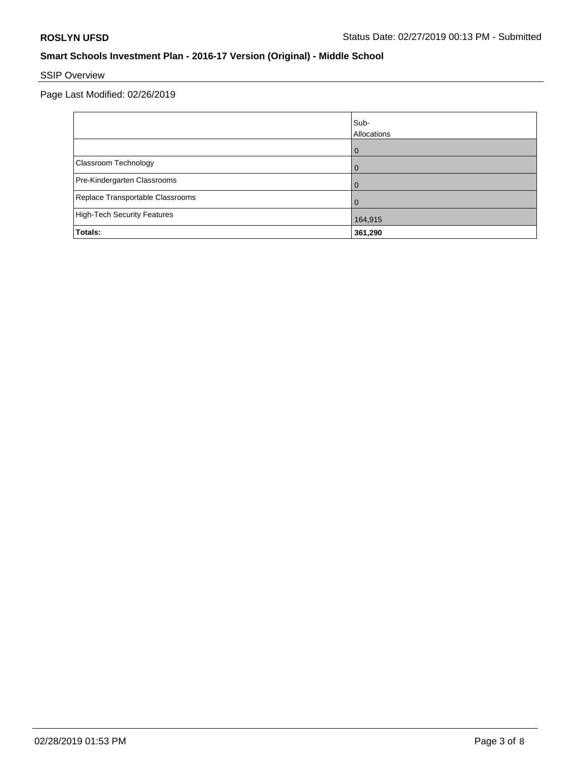## Smart Schools Investment Plan - 2016-17 Version (Original) - Middle School

SSIP Overview

Page Last Modified: 02/26/2019

| | Sub-Allocations |
|---|---|
| | 0 |
| Classroom Technology | 0 |
| Pre-Kindergarten Classrooms | 0 |
| Replace Transportable Classrooms | 0 |
| High-Tech Security Features | 164,915 |
| **Totals:** | **361,290** |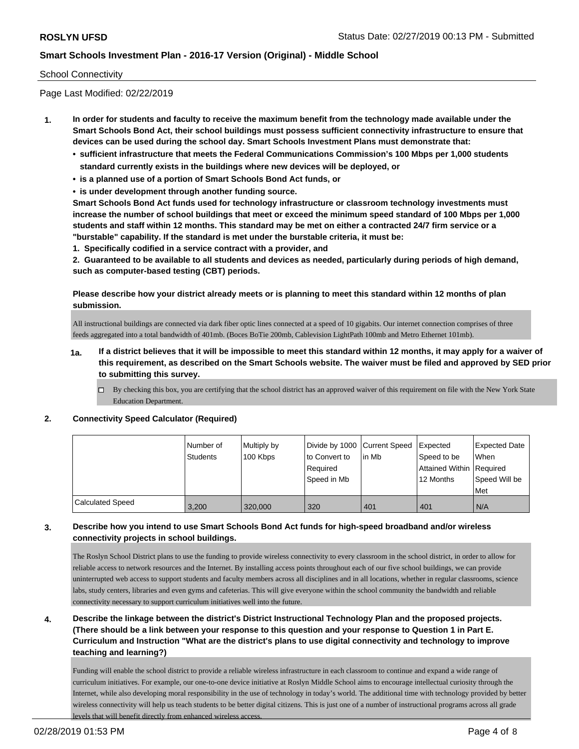School Connectivity

Page Last Modified: 02/22/2019

**1. In order for students and faculty to receive the maximum benefit from the technology made available under the Smart Schools Bond Act, their school buildings must possess sufficient connectivity infrastructure to ensure that devices can be used during the school day. Smart Schools Investment Plans must demonstrate that:**

- **sufficient infrastructure that meets the Federal Communications Commission's 100 Mbps per 1,000 students standard currently exists in the buildings where new devices will be deployed, or**
- **is a planned use of a portion of Smart Schools Bond Act funds, or**
- **is under development through another funding source.**

**Smart Schools Bond Act funds used for technology infrastructure or classroom technology investments must increase the number of school buildings that meet or exceed the minimum speed standard of 100 Mbps per 1,000 students and staff within 12 months. This standard may be met on either a contracted 24/7 firm service or a "burstable" capability. If the standard is met under the burstable criteria, it must be:**

**1. Specifically codified in a service contract with a provider, and**

**2. Guaranteed to be available to all students and devices as needed, particularly during periods of high demand, such as computer-based testing (CBT) periods.**

**Please describe how your district already meets or is planning to meet this standard within 12 months of plan submission.**

All instructional buildings are connected via dark fiber optic lines connected at a speed of 10 gigabits. Our internet connection comprises of three feeds aggregated into a total bandwidth of 401mb. (Boces BoTie 200mb, Cablevision LightPath 100mb and Metro Ethernet 101mb).

**1a. If a district believes that it will be impossible to meet this standard within 12 months, it may apply for a waiver of this requirement, as described on the Smart Schools website. The waiver must be filed and approved by SED prior to submitting this survey.**

☐ By checking this box, you are certifying that the school district has an approved waiver of this requirement on file with the New York State Education Department.

**2. Connectivity Speed Calculator (Required)**

| | Number of Students | Multiply by 100 Kbps | Divide by 1000 to Convert to Required Speed in Mb | Current Speed in Mb | Expected Speed to be Attained Within 12 Months | Expected Date When Required Speed Will be Met |
|---|---|---|---|---|---|---|
| Calculated Speed | 3,200 | 320,000 | 320 | 401 | 401 | N/A |

**3. Describe how you intend to use Smart Schools Bond Act funds for high-speed broadband and/or wireless connectivity projects in school buildings.**

The Roslyn School District plans to use the funding to provide wireless connectivity to every classroom in the school district, in order to allow for reliable access to network resources and the Internet. By installing access points throughout each of our five school buildings, we can provide uninterrupted web access to support students and faculty members across all disciplines and in all locations, whether in regular classrooms, science labs, study centers, libraries and even gyms and cafeterias. This will give everyone within the school community the bandwidth and reliable connectivity necessary to support curriculum initiatives well into the future.

**4. Describe the linkage between the district's District Instructional Technology Plan and the proposed projects. (There should be a link between your response to this question and your response to Question 1 in Part E. Curriculum and Instruction "What are the district's plans to use digital connectivity and technology to improve teaching and learning?)**

Funding will enable the school district to provide a reliable wireless infrastructure in each classroom to continue and expand a wide range of curriculum initiatives. For example, our one-to-one device initiative at Roslyn Middle School aims to encourage intellectual curiosity through the Internet, while also developing moral responsibility in the use of technology in today's world. The additional time with technology provided by better wireless connectivity will help us teach students to be better digital citizens. This is just one of a number of instructional programs across all grade levels that will benefit directly from enhanced wireless access.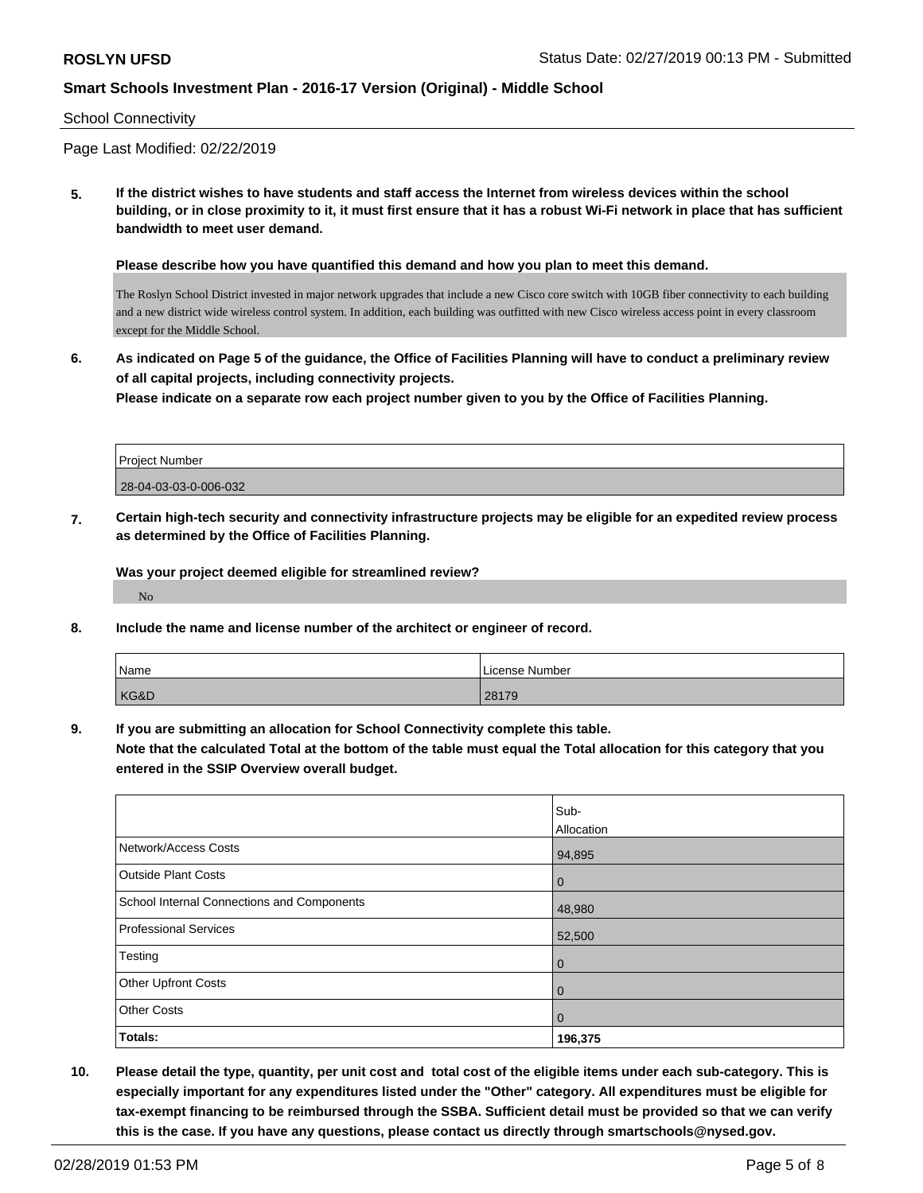School Connectivity

Page Last Modified: 02/22/2019

**5. If the district wishes to have students and staff access the Internet from wireless devices within the school building, or in close proximity to it, it must first ensure that it has a robust Wi-Fi network in place that has sufficient bandwidth to meet user demand.**

**Please describe how you have quantified this demand and how you plan to meet this demand.**

The Roslyn School District invested in major network upgrades that include a new Cisco core switch with 10GB fiber connectivity to each building and a new district wide wireless control system. In addition, each building was outfitted with new Cisco wireless access point in every classroom except for the Middle School.

**6. As indicated on Page 5 of the guidance, the Office of Facilities Planning will have to conduct a preliminary review of all capital projects, including connectivity projects.**
**Please indicate on a separate row each project number given to you by the Office of Facilities Planning.**

| Project Number |
|---|
| 28-04-03-03-0-006-032 |

**7. Certain high-tech security and connectivity infrastructure projects may be eligible for an expedited review process as determined by the Office of Facilities Planning.**

**Was your project deemed eligible for streamlined review?**

No

**8. Include the name and license number of the architect or engineer of record.**

| Name | License Number |
|---|---|
| KG&D | 28179 |

**9. If you are submitting an allocation for School Connectivity complete this table.**
**Note that the calculated Total at the bottom of the table must equal the Total allocation for this category that you entered in the SSIP Overview overall budget.**

| | Sub-Allocation |
|---|---|
| Network/Access Costs | 94,895 |
| Outside Plant Costs | 0 |
| School Internal Connections and Components | 48,980 |
| Professional Services | 52,500 |
| Testing | 0 |
| Other Upfront Costs | 0 |
| Other Costs | 0 |
| **Totals:** | **196,375** |

**10. Please detail the type, quantity, per unit cost and total cost of the eligible items under each sub-category. This is especially important for any expenditures listed under the "Other" category. All expenditures must be eligible for tax-exempt financing to be reimbursed through the SSBA. Sufficient detail must be provided so that we can verify this is the case. If you have any questions, please contact us directly through smartschools@nysed.gov.**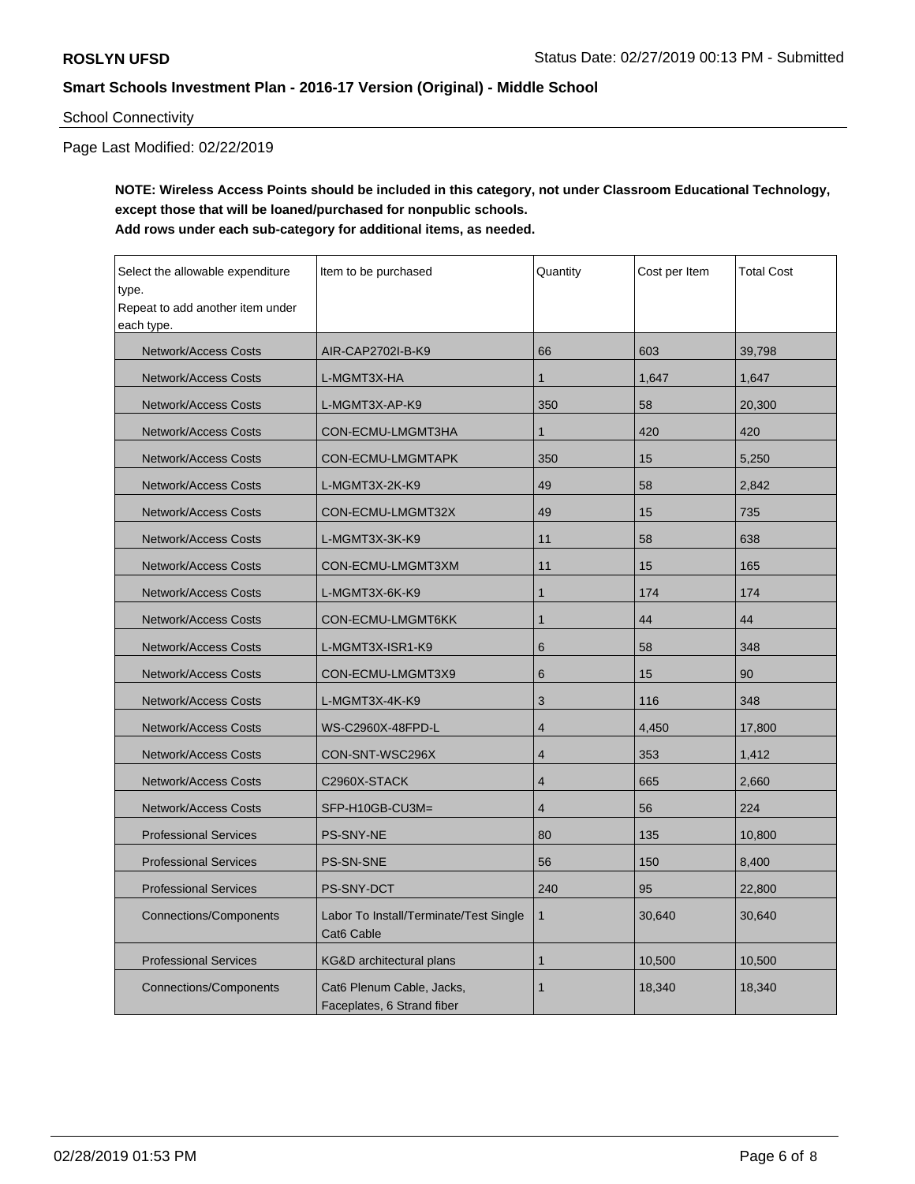School Connectivity

Page Last Modified: 02/22/2019

**NOTE: Wireless Access Points should be included in this category, not under Classroom Educational Technology, except those that will be loaned/purchased for nonpublic schools.**
**Add rows under each sub-category for additional items, as needed.**

| Select the allowable expenditure type.<br>Repeat to add another item under each type. | Item to be purchased | Quantity | Cost per Item | Total Cost |
|---|---|---|---|---|
| Network/Access Costs | AIR-CAP2702I-B-K9 | 66 | 603 | 39,798 |
| Network/Access Costs | L-MGMT3X-HA | 1 | 1,647 | 1,647 |
| Network/Access Costs | L-MGMT3X-AP-K9 | 350 | 58 | 20,300 |
| Network/Access Costs | CON-ECMU-LMGMT3HA | 1 | 420 | 420 |
| Network/Access Costs | CON-ECMU-LMGMTAPK | 350 | 15 | 5,250 |
| Network/Access Costs | L-MGMT3X-2K-K9 | 49 | 58 | 2,842 |
| Network/Access Costs | CON-ECMU-LMGMT32X | 49 | 15 | 735 |
| Network/Access Costs | L-MGMT3X-3K-K9 | 11 | 58 | 638 |
| Network/Access Costs | CON-ECMU-LMGMT3XM | 11 | 15 | 165 |
| Network/Access Costs | L-MGMT3X-6K-K9 | 1 | 174 | 174 |
| Network/Access Costs | CON-ECMU-LMGMT6KK | 1 | 44 | 44 |
| Network/Access Costs | L-MGMT3X-ISR1-K9 | 6 | 58 | 348 |
| Network/Access Costs | CON-ECMU-LMGMT3X9 | 6 | 15 | 90 |
| Network/Access Costs | L-MGMT3X-4K-K9 | 3 | 116 | 348 |
| Network/Access Costs | WS-C2960X-48FPD-L | 4 | 4,450 | 17,800 |
| Network/Access Costs | CON-SNT-WSC296X | 4 | 353 | 1,412 |
| Network/Access Costs | C2960X-STACK | 4 | 665 | 2,660 |
| Network/Access Costs | SFP-H10GB-CU3M= | 4 | 56 | 224 |
| Professional Services | PS-SNY-NE | 80 | 135 | 10,800 |
| Professional Services | PS-SN-SNE | 56 | 150 | 8,400 |
| Professional Services | PS-SNY-DCT | 240 | 95 | 22,800 |
| Connections/Components | Labor To Install/Terminate/Test Single Cat6 Cable | 1 | 30,640 | 30,640 |
| Professional Services | KG&D architectural plans | 1 | 10,500 | 10,500 |
| Connections/Components | Cat6 Plenum Cable, Jacks, Faceplates, 6 Strand fiber | 1 | 18,340 | 18,340 |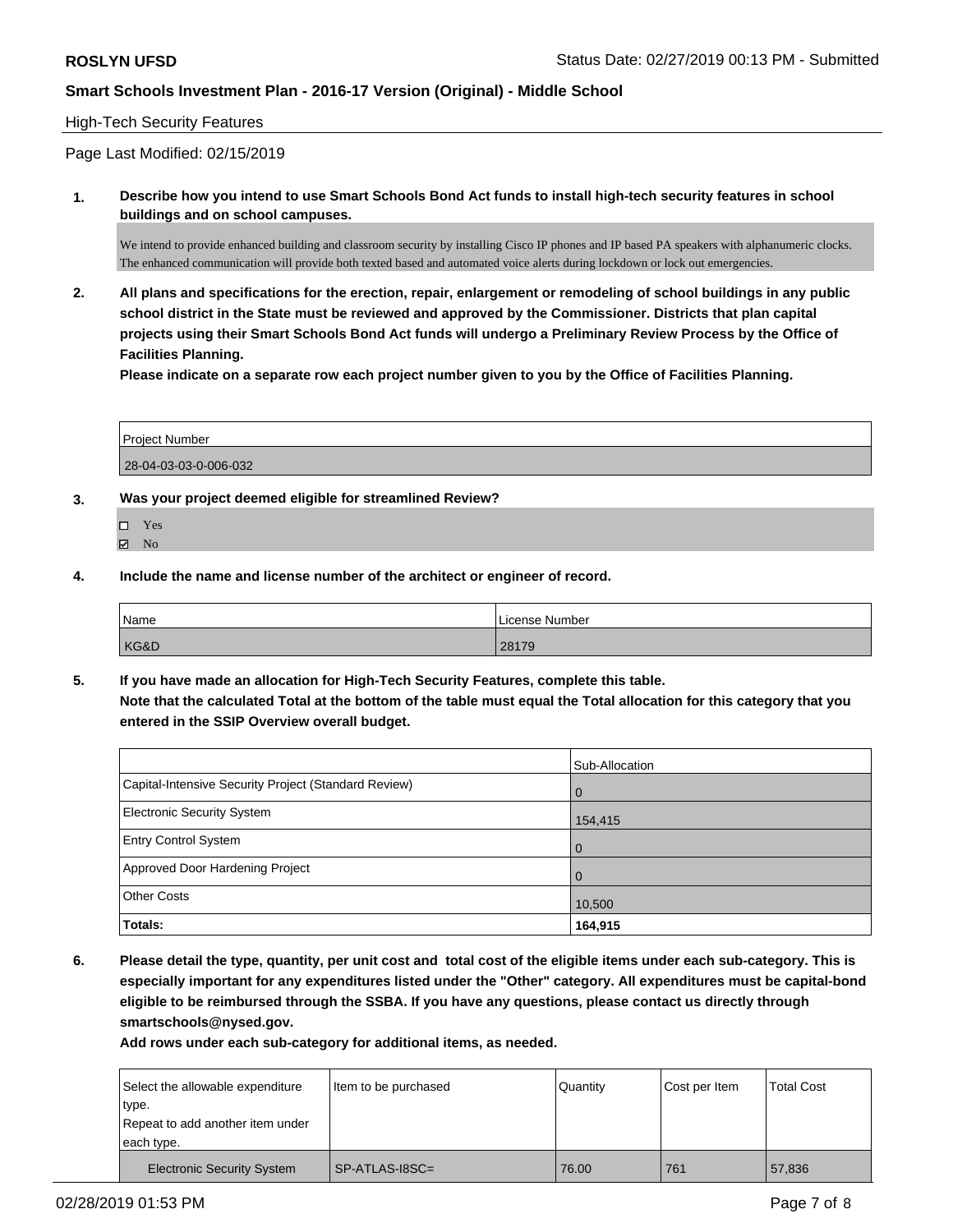High-Tech Security Features

Page Last Modified: 02/15/2019

**1. Describe how you intend to use Smart Schools Bond Act funds to install high-tech security features in school buildings and on school campuses.**

We intend to provide enhanced building and classroom security by installing Cisco IP phones and IP based PA speakers with alphanumeric clocks. The enhanced communication will provide both texted based and automated voice alerts during lockdown or lock out emergencies.

**2. All plans and specifications for the erection, repair, enlargement or remodeling of school buildings in any public school district in the State must be reviewed and approved by the Commissioner. Districts that plan capital projects using their Smart Schools Bond Act funds will undergo a Preliminary Review Process by the Office of Facilities Planning.**

**Please indicate on a separate row each project number given to you by the Office of Facilities Planning.**

| Project Number |
|---|
| 28-04-03-03-0-006-032 |

**3. Was your project deemed eligible for streamlined Review?**

- ☐ Yes
- ☑ No

**4. Include the name and license number of the architect or engineer of record.**

| Name | License Number |
|---|---|
| KG&D | 28179 |

**5. If you have made an allocation for High-Tech Security Features, complete this table.**
**Note that the calculated Total at the bottom of the table must equal the Total allocation for this category that you entered in the SSIP Overview overall budget.**

| | Sub-Allocation |
|---|---|
| Capital-Intensive Security Project (Standard Review) | 0 |
| Electronic Security System | 154,415 |
| Entry Control System | 0 |
| Approved Door Hardening Project | 0 |
| Other Costs | 10,500 |
| **Totals:** | **164,915** |

**6. Please detail the type, quantity, per unit cost and total cost of the eligible items under each sub-category. This is especially important for any expenditures listed under the "Other" category. All expenditures must be capital-bond eligible to be reimbursed through the SSBA. If you have any questions, please contact us directly through smartschools@nysed.gov.**

**Add rows under each sub-category for additional items, as needed.**

| Select the allowable expenditure type. Repeat to add another item under each type. | Item to be purchased | Quantity | Cost per Item | Total Cost |
|---|---|---|---|---|
| Electronic Security System | SP-ATLAS-I8SC= | 76.00 | 761 | 57,836 |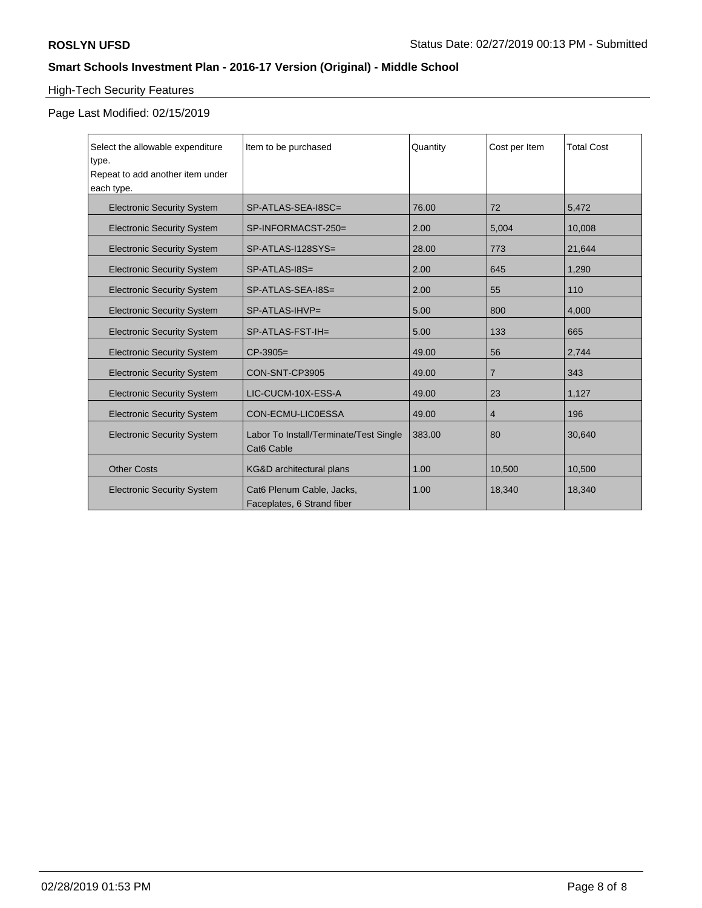## Smart Schools Investment Plan - 2016-17 Version (Original) - Middle School

High-Tech Security Features

Page Last Modified: 02/15/2019

| Select the allowable expenditure type. Repeat to add another item under each type. | Item to be purchased | Quantity | Cost per Item | Total Cost |
|---|---|---|---|---|
| Electronic Security System | SP-ATLAS-SEA-I8SC= | 76.00 | 72 | 5,472 |
| Electronic Security System | SP-INFORMACST-250= | 2.00 | 5,004 | 10,008 |
| Electronic Security System | SP-ATLAS-I128SYS= | 28.00 | 773 | 21,644 |
| Electronic Security System | SP-ATLAS-I8S= | 2.00 | 645 | 1,290 |
| Electronic Security System | SP-ATLAS-SEA-I8S= | 2.00 | 55 | 110 |
| Electronic Security System | SP-ATLAS-IHVP= | 5.00 | 800 | 4,000 |
| Electronic Security System | SP-ATLAS-FST-IH= | 5.00 | 133 | 665 |
| Electronic Security System | CP-3905= | 49.00 | 56 | 2,744 |
| Electronic Security System | CON-SNT-CP3905 | 49.00 | 7 | 343 |
| Electronic Security System | LIC-CUCM-10X-ESS-A | 49.00 | 23 | 1,127 |
| Electronic Security System | CON-ECMU-LIC0ESSA | 49.00 | 4 | 196 |
| Electronic Security System | Labor To Install/Terminate/Test Single Cat6 Cable | 383.00 | 80 | 30,640 |
| Other Costs | KG&D architectural plans | 1.00 | 10,500 | 10,500 |
| Electronic Security System | Cat6 Plenum Cable, Jacks, Faceplates, 6 Strand fiber | 1.00 | 18,340 | 18,340 |